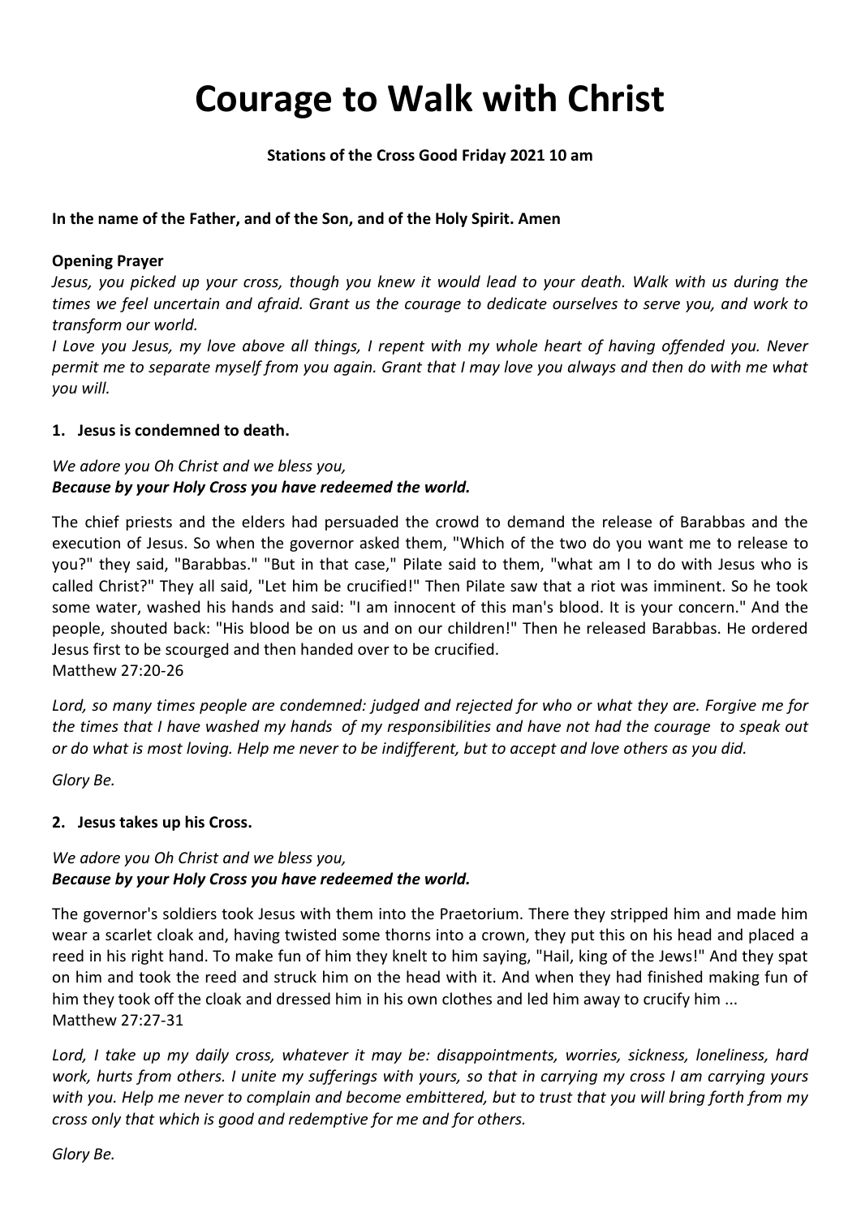# Courage to Walk with Christ

**Stations of the Cross Good Friday 2021 10 am**

**In the name of the Father, and of the Son, and of the Holy Spirit. Amen**

**Opening Prayer**

*Jesus, you picked up your cross, though you knew it would lead to your death. Walk with us during the times we feel uncertain and afraid. Grant us the courage to dedicate ourselves to serve you, and work to transform our world.*

*I Love you Jesus, my love above all things, I repent with my whole heart of having offended you. Never permit me to separate myself from you again. Grant that I may love you always and then do with me what you will.*

**1. Jesus is condemned to death.**

*We adore you Oh Christ and we bless you,*
***Because by your Holy Cross you have redeemed the world.***

The chief priests and the elders had persuaded the crowd to demand the release of Barabbas and the execution of Jesus. So when the governor asked them, "Which of the two do you want me to release to you?" they said, "Barabbas." "But in that case," Pilate said to them, "what am I to do with Jesus who is called Christ?" They all said, "Let him be crucified!" Then Pilate saw that a riot was imminent. So he took some water, washed his hands and said: "I am innocent of this man's blood. It is your concern." And the people, shouted back: "His blood be on us and on our children!" Then he released Barabbas. He ordered Jesus first to be scourged and then handed over to be crucified.
Matthew 27:20-26

*Lord, so many times people are condemned: judged and rejected for who or what they are. Forgive me for the times that I have washed my hands of my responsibilities and have not had the courage to speak out or do what is most loving. Help me never to be indifferent, but to accept and love others as you did.*

*Glory Be.*

**2. Jesus takes up his Cross.**

*We adore you Oh Christ and we bless you,*
***Because by your Holy Cross you have redeemed the world.***

The governor's soldiers took Jesus with them into the Praetorium. There they stripped him and made him wear a scarlet cloak and, having twisted some thorns into a crown, they put this on his head and placed a reed in his right hand. To make fun of him they knelt to him saying, "Hail, king of the Jews!" And they spat on him and took the reed and struck him on the head with it. And when they had finished making fun of him they took off the cloak and dressed him in his own clothes and led him away to crucify him ...
Matthew 27:27-31

*Lord, I take up my daily cross, whatever it may be: disappointments, worries, sickness, loneliness, hard work, hurts from others. I unite my sufferings with yours, so that in carrying my cross I am carrying yours with you. Help me never to complain and become embittered, but to trust that you will bring forth from my cross only that which is good and redemptive for me and for others.*

*Glory Be.*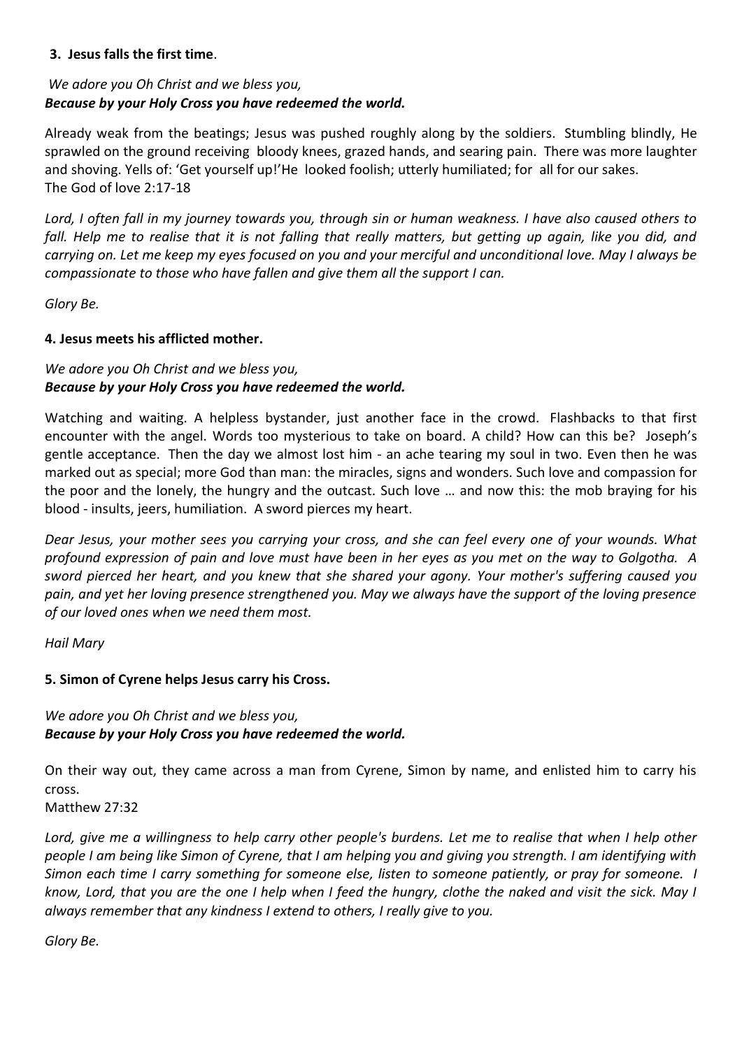**3. Jesus falls the first time**.

*We adore you Oh Christ and we bless you,*
***Because by your Holy Cross you have redeemed the world.***

Already weak from the beatings; Jesus was pushed roughly along by the soldiers. Stumbling blindly, He sprawled on the ground receiving bloody knees, grazed hands, and searing pain. There was more laughter and shoving. Yells of: 'Get yourself up!'He looked foolish; utterly humiliated; for all for our sakes.
The God of love 2:17-18

*Lord, I often fall in my journey towards you, through sin or human weakness. I have also caused others to fall. Help me to realise that it is not falling that really matters, but getting up again, like you did, and carrying on. Let me keep my eyes focused on you and your merciful and unconditional love. May I always be compassionate to those who have fallen and give them all the support I can.*

*Glory Be.*

**4. Jesus meets his afflicted mother.**

*We adore you Oh Christ and we bless you,*
***Because by your Holy Cross you have redeemed the world.***

Watching and waiting. A helpless bystander, just another face in the crowd. Flashbacks to that first encounter with the angel. Words too mysterious to take on board. A child? How can this be? Joseph's gentle acceptance. Then the day we almost lost him - an ache tearing my soul in two. Even then he was marked out as special; more God than man: the miracles, signs and wonders. Such love and compassion for the poor and the lonely, the hungry and the outcast. Such love … and now this: the mob braying for his blood - insults, jeers, humiliation. A sword pierces my heart.

*Dear Jesus, your mother sees you carrying your cross, and she can feel every one of your wounds. What profound expression of pain and love must have been in her eyes as you met on the way to Golgotha. A sword pierced her heart, and you knew that she shared your agony. Your mother's suffering caused you pain, and yet her loving presence strengthened you. May we always have the support of the loving presence of our loved ones when we need them most.*

*Hail Mary*

**5. Simon of Cyrene helps Jesus carry his Cross.**

*We adore you Oh Christ and we bless you,*
***Because by your Holy Cross you have redeemed the world.***

On their way out, they came across a man from Cyrene, Simon by name, and enlisted him to carry his cross.
Matthew 27:32

*Lord, give me a willingness to help carry other people's burdens. Let me to realise that when I help other people I am being like Simon of Cyrene, that I am helping you and giving you strength. I am identifying with Simon each time I carry something for someone else, listen to someone patiently, or pray for someone. I know, Lord, that you are the one I help when I feed the hungry, clothe the naked and visit the sick. May I always remember that any kindness I extend to others, I really give to you.*

*Glory Be.*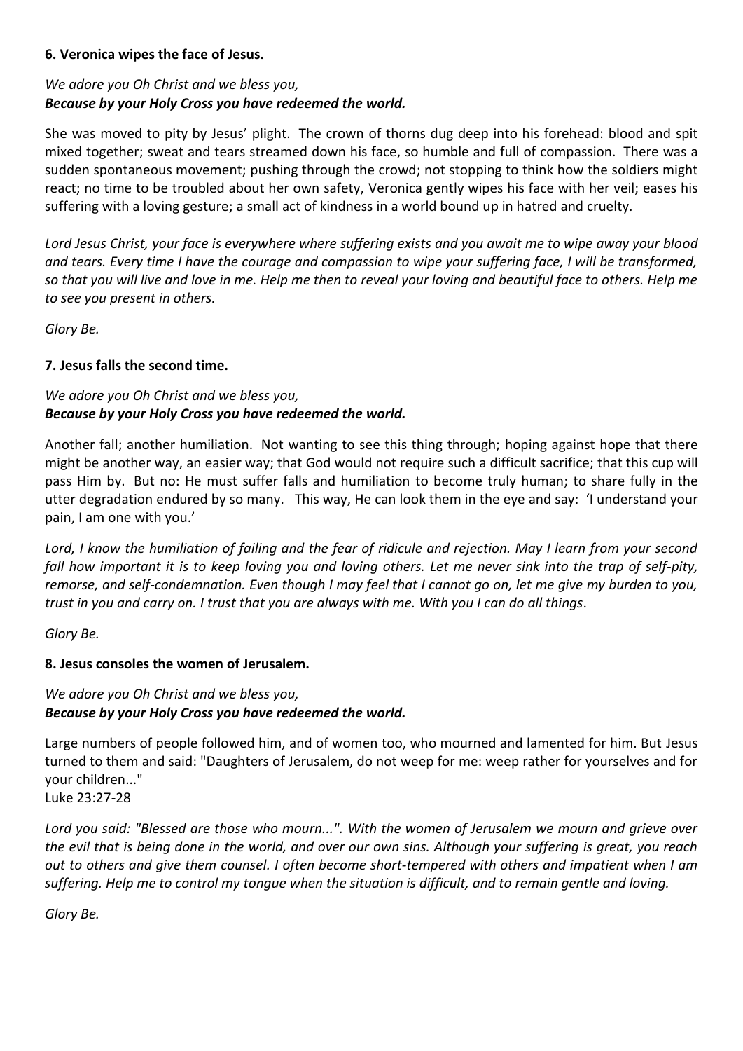**6. Veronica wipes the face of Jesus.**

*We adore you Oh Christ and we bless you,*
***Because by your Holy Cross you have redeemed the world.***

She was moved to pity by Jesus' plight. The crown of thorns dug deep into his forehead: blood and spit mixed together; sweat and tears streamed down his face, so humble and full of compassion. There was a sudden spontaneous movement; pushing through the crowd; not stopping to think how the soldiers might react; no time to be troubled about her own safety, Veronica gently wipes his face with her veil; eases his suffering with a loving gesture; a small act of kindness in a world bound up in hatred and cruelty.

*Lord Jesus Christ, your face is everywhere where suffering exists and you await me to wipe away your blood and tears. Every time I have the courage and compassion to wipe your suffering face, I will be transformed, so that you will live and love in me. Help me then to reveal your loving and beautiful face to others. Help me to see you present in others.*

*Glory Be.*

**7. Jesus falls the second time.**

*We adore you Oh Christ and we bless you,*
***Because by your Holy Cross you have redeemed the world.***

Another fall; another humiliation. Not wanting to see this thing through; hoping against hope that there might be another way, an easier way; that God would not require such a difficult sacrifice; that this cup will pass Him by. But no: He must suffer falls and humiliation to become truly human; to share fully in the utter degradation endured by so many. This way, He can look them in the eye and say: 'I understand your pain, I am one with you.'

*Lord, I know the humiliation of failing and the fear of ridicule and rejection. May I learn from your second fall how important it is to keep loving you and loving others. Let me never sink into the trap of self-pity, remorse, and self-condemnation. Even though I may feel that I cannot go on, let me give my burden to you, trust in you and carry on. I trust that you are always with me. With you I can do all things.*

*Glory Be.*

**8. Jesus consoles the women of Jerusalem.**

*We adore you Oh Christ and we bless you,*
***Because by your Holy Cross you have redeemed the world.***

Large numbers of people followed him, and of women too, who mourned and lamented for him. But Jesus turned to them and said: "Daughters of Jerusalem, do not weep for me: weep rather for yourselves and for your children..."
Luke 23:27-28

*Lord you said: "Blessed are those who mourn...". With the women of Jerusalem we mourn and grieve over the evil that is being done in the world, and over our own sins. Although your suffering is great, you reach out to others and give them counsel. I often become short-tempered with others and impatient when I am suffering. Help me to control my tongue when the situation is difficult, and to remain gentle and loving.*

*Glory Be.*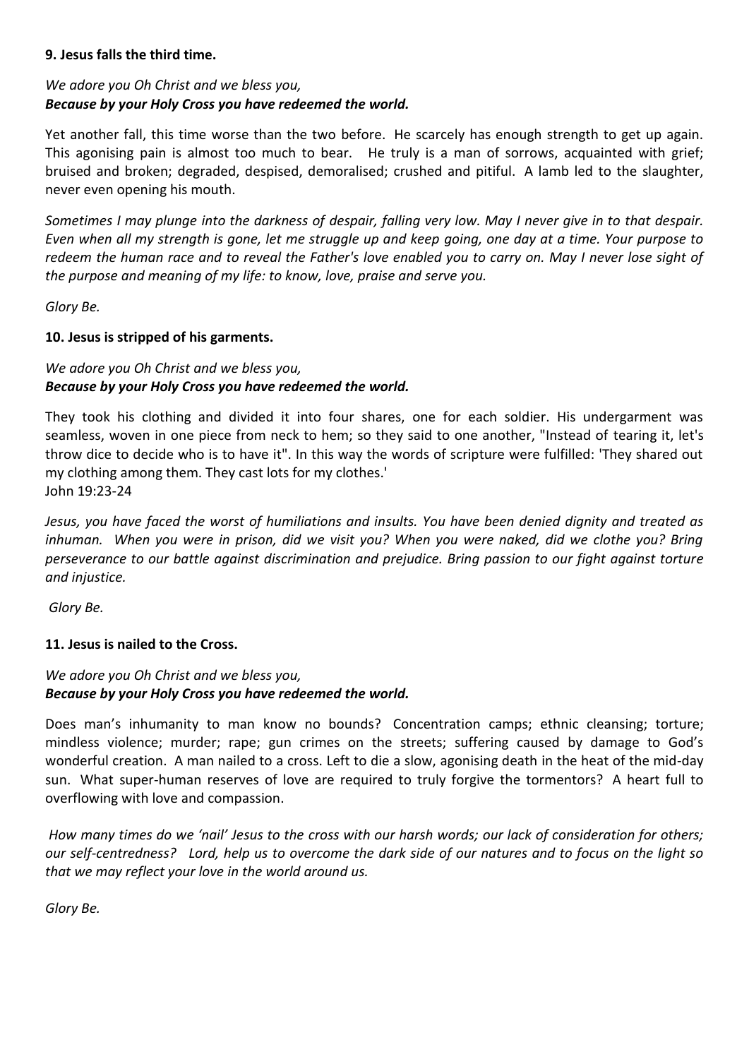**9. Jesus falls the third time.**

*We adore you Oh Christ and we bless you,*
***Because by your Holy Cross you have redeemed the world.***

Yet another fall, this time worse than the two before. He scarcely has enough strength to get up again. This agonising pain is almost too much to bear. He truly is a man of sorrows, acquainted with grief; bruised and broken; degraded, despised, demoralised; crushed and pitiful. A lamb led to the slaughter, never even opening his mouth.

*Sometimes I may plunge into the darkness of despair, falling very low. May I never give in to that despair. Even when all my strength is gone, let me struggle up and keep going, one day at a time. Your purpose to redeem the human race and to reveal the Father's love enabled you to carry on. May I never lose sight of the purpose and meaning of my life: to know, love, praise and serve you.*

*Glory Be.*

**10. Jesus is stripped of his garments.**

*We adore you Oh Christ and we bless you,*
***Because by your Holy Cross you have redeemed the world.***

They took his clothing and divided it into four shares, one for each soldier. His undergarment was seamless, woven in one piece from neck to hem; so they said to one another, "Instead of tearing it, let's throw dice to decide who is to have it". In this way the words of scripture were fulfilled: 'They shared out my clothing among them. They cast lots for my clothes.'
John 19:23-24

*Jesus, you have faced the worst of humiliations and insults. You have been denied dignity and treated as inhuman. When you were in prison, did we visit you? When you were naked, did we clothe you? Bring perseverance to our battle against discrimination and prejudice. Bring passion to our fight against torture and injustice.*

*Glory Be.*

**11. Jesus is nailed to the Cross.**

*We adore you Oh Christ and we bless you,*
***Because by your Holy Cross you have redeemed the world.***

Does man's inhumanity to man know no bounds? Concentration camps; ethnic cleansing; torture; mindless violence; murder; rape; gun crimes on the streets; suffering caused by damage to God's wonderful creation. A man nailed to a cross. Left to die a slow, agonising death in the heat of the mid-day sun. What super-human reserves of love are required to truly forgive the tormentors? A heart full to overflowing with love and compassion.

*How many times do we 'nail' Jesus to the cross with our harsh words; our lack of consideration for others; our self-centredness? Lord, help us to overcome the dark side of our natures and to focus on the light so that we may reflect your love in the world around us.*

*Glory Be.*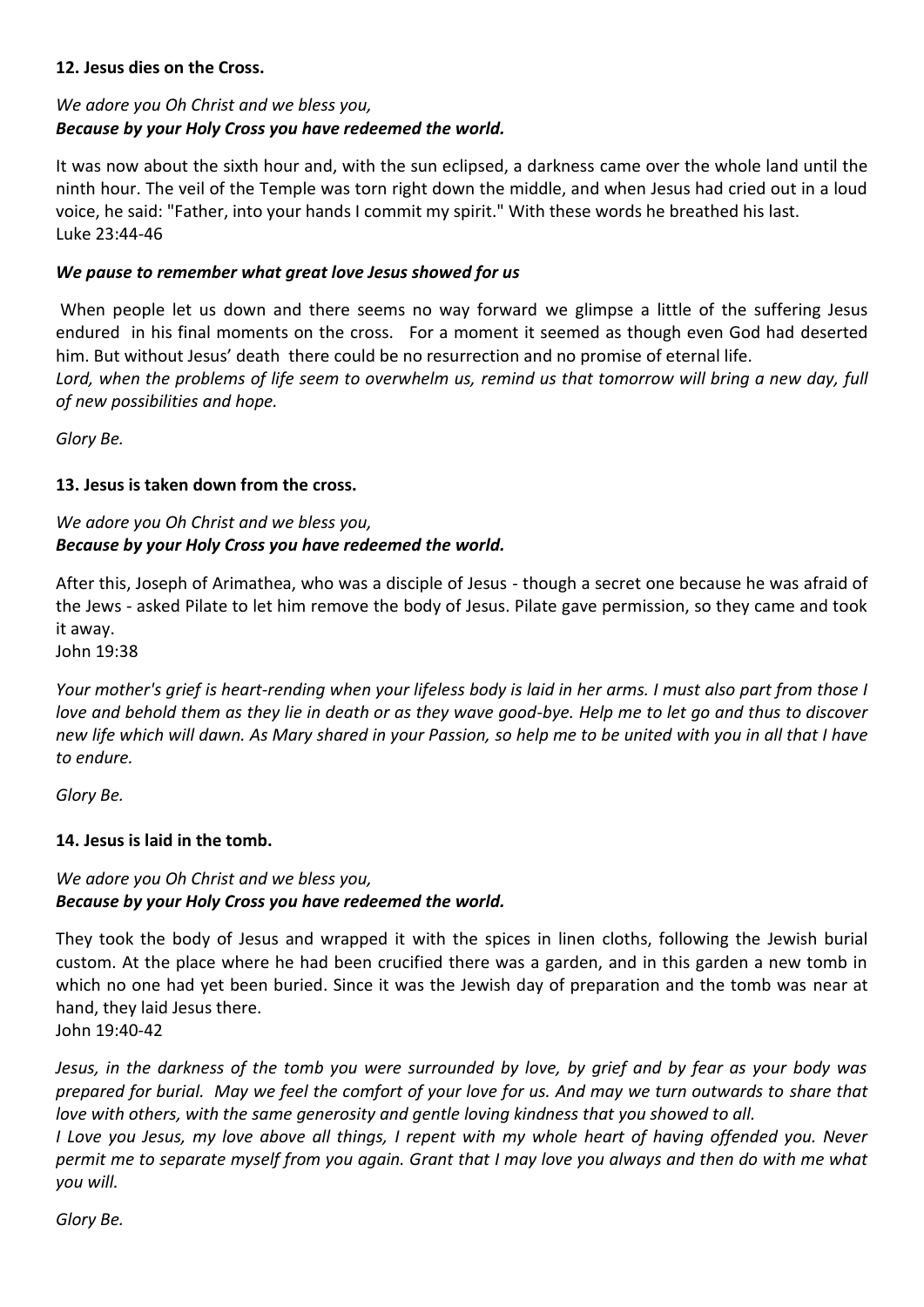**12. Jesus dies on the Cross.**

*We adore you Oh Christ and we bless you,*
***Because by your Holy Cross you have redeemed the world.***

It was now about the sixth hour and, with the sun eclipsed, a darkness came over the whole land until the ninth hour. The veil of the Temple was torn right down the middle, and when Jesus had cried out in a loud voice, he said: "Father, into your hands I commit my spirit." With these words he breathed his last.
Luke 23:44-46

***We pause to remember what great love Jesus showed for us***

When people let us down and there seems no way forward we glimpse a little of the suffering Jesus endured in his final moments on the cross. For a moment it seemed as though even God had deserted him. But without Jesus' death there could be no resurrection and no promise of eternal life.
*Lord, when the problems of life seem to overwhelm us, remind us that tomorrow will bring a new day, full of new possibilities and hope.*

*Glory Be.*

**13. Jesus is taken down from the cross.**

*We adore you Oh Christ and we bless you,*
***Because by your Holy Cross you have redeemed the world.***

After this, Joseph of Arimathea, who was a disciple of Jesus - though a secret one because he was afraid of the Jews - asked Pilate to let him remove the body of Jesus. Pilate gave permission, so they came and took it away.
John 19:38

*Your mother's grief is heart-rending when your lifeless body is laid in her arms. I must also part from those I love and behold them as they lie in death or as they wave good-bye. Help me to let go and thus to discover new life which will dawn. As Mary shared in your Passion, so help me to be united with you in all that I have to endure.*

*Glory Be.*

**14. Jesus is laid in the tomb.**

*We adore you Oh Christ and we bless you,*
***Because by your Holy Cross you have redeemed the world.***

They took the body of Jesus and wrapped it with the spices in linen cloths, following the Jewish burial custom. At the place where he had been crucified there was a garden, and in this garden a new tomb in which no one had yet been buried. Since it was the Jewish day of preparation and the tomb was near at hand, they laid Jesus there.
John 19:40-42

*Jesus, in the darkness of the tomb you were surrounded by love, by grief and by fear as your body was prepared for burial. May we feel the comfort of your love for us. And may we turn outwards to share that love with others, with the same generosity and gentle loving kindness that you showed to all.*
*I Love you Jesus, my love above all things, I repent with my whole heart of having offended you. Never permit me to separate myself from you again. Grant that I may love you always and then do with me what you will.*

*Glory Be.*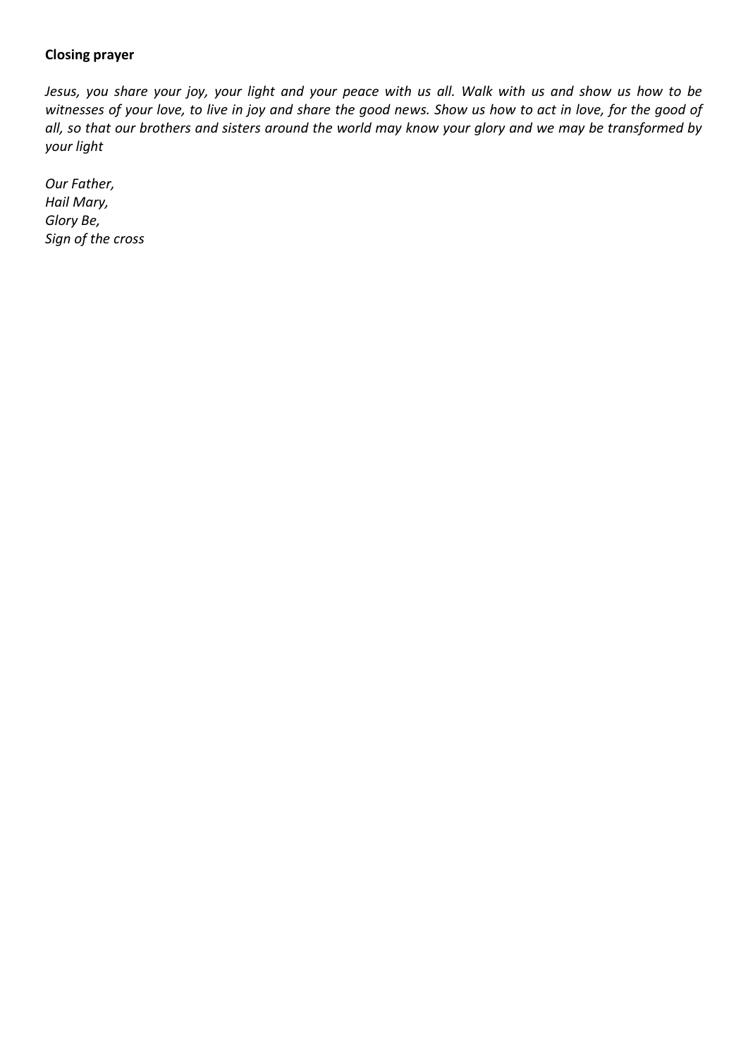**Closing prayer**

*Jesus, you share your joy, your light and your peace with us all. Walk with us and show us how to be witnesses of your love, to live in joy and share the good news. Show us how to act in love, for the good of all, so that our brothers and sisters around the world may know your glory and we may be transformed by your light*

*Our Father,*
*Hail Mary,*
*Glory Be,*
*Sign of the cross*